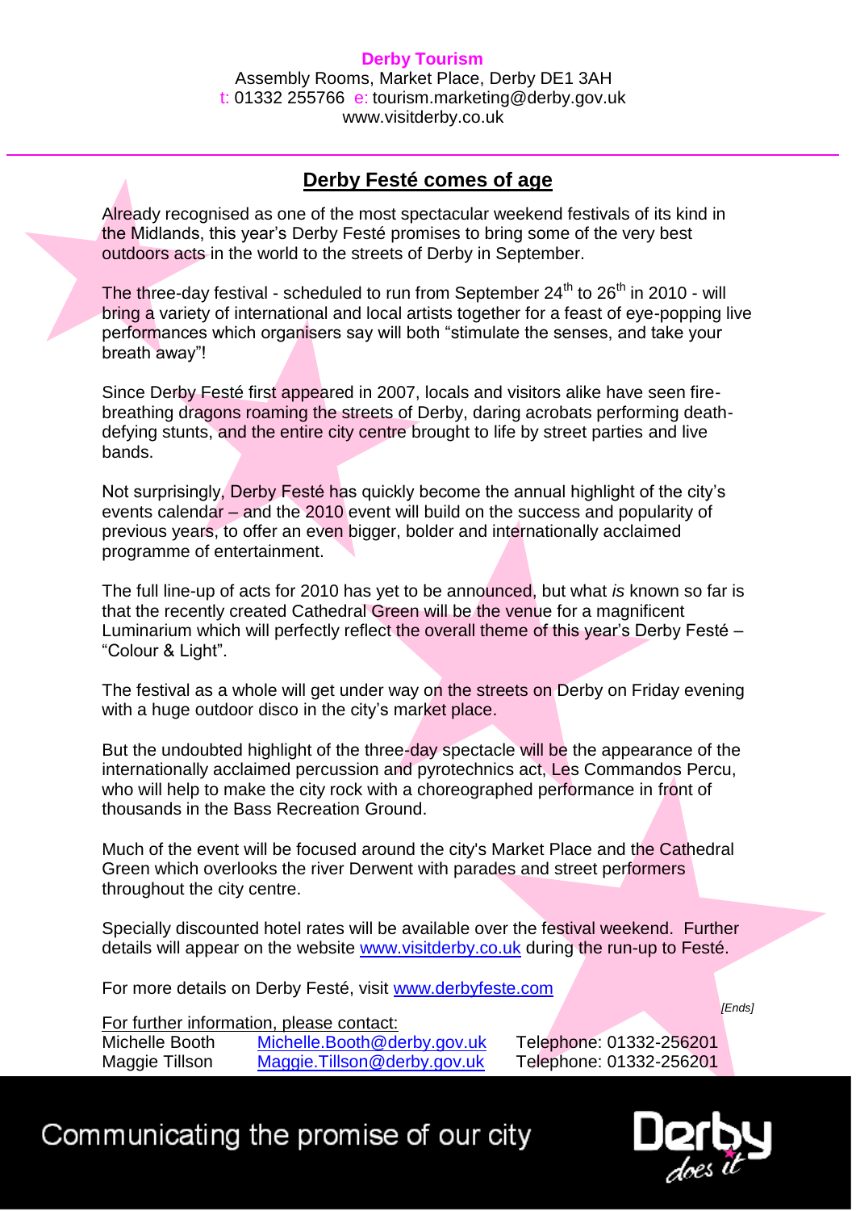**Derby Tourism**
Assembly Rooms, Market Place, Derby DE1 3AH
t: 01332 255766 e: tourism.marketing@derby.gov.uk
www.visitderby.co.uk

## Derby Festé comes of age

Already recognised as one of the most spectacular weekend festivals of its kind in the Midlands, this year's Derby Festé promises to bring some of the very best outdoors acts in the world to the streets of Derby in September.

The three-day festival - scheduled to run from September 24th to 26th in 2010 - will bring a variety of international and local artists together for a feast of eye-popping live performances which organisers say will both "stimulate the senses, and take your breath away"!

Since Derby Festé first appeared in 2007, locals and visitors alike have seen fire-breathing dragons roaming the streets of Derby, daring acrobats performing death-defying stunts, and the entire city centre brought to life by street parties and live bands.

Not surprisingly, Derby Festé has quickly become the annual highlight of the city's events calendar – and the 2010 event will build on the success and popularity of previous years, to offer an even bigger, bolder and internationally acclaimed programme of entertainment.

The full line-up of acts for 2010 has yet to be announced, but what *is* known so far is that the recently created Cathedral Green will be the venue for a magnificent Luminarium which will perfectly reflect the overall theme of this year's Derby Festé – "Colour & Light".

The festival as a whole will get under way on the streets on Derby on Friday evening with a huge outdoor disco in the city's market place.

But the undoubted highlight of the three-day spectacle will be the appearance of the internationally acclaimed percussion and pyrotechnics act, Les Commandos Percu, who will help to make the city rock with a choreographed performance in front of thousands in the Bass Recreation Ground.

Much of the event will be focused around the city's Market Place and the Cathedral Green which overlooks the river Derwent with parades and street performers throughout the city centre.

Specially discounted hotel rates will be available over the festival weekend. Further details will appear on the website www.visitderby.co.uk during the run-up to Festé.

For more details on Derby Festé, visit www.derbyfeste.com

*[Ends]*

For further information, please contact:

| | | |
|---|---|---|
| Michelle Booth | Michelle.Booth@derby.gov.uk | Telephone: 01332-256201 |
| Maggie Tillson | Maggie.Tillson@derby.gov.uk | Telephone: 01332-256201 |

Communicating the promise of our city

Derby does it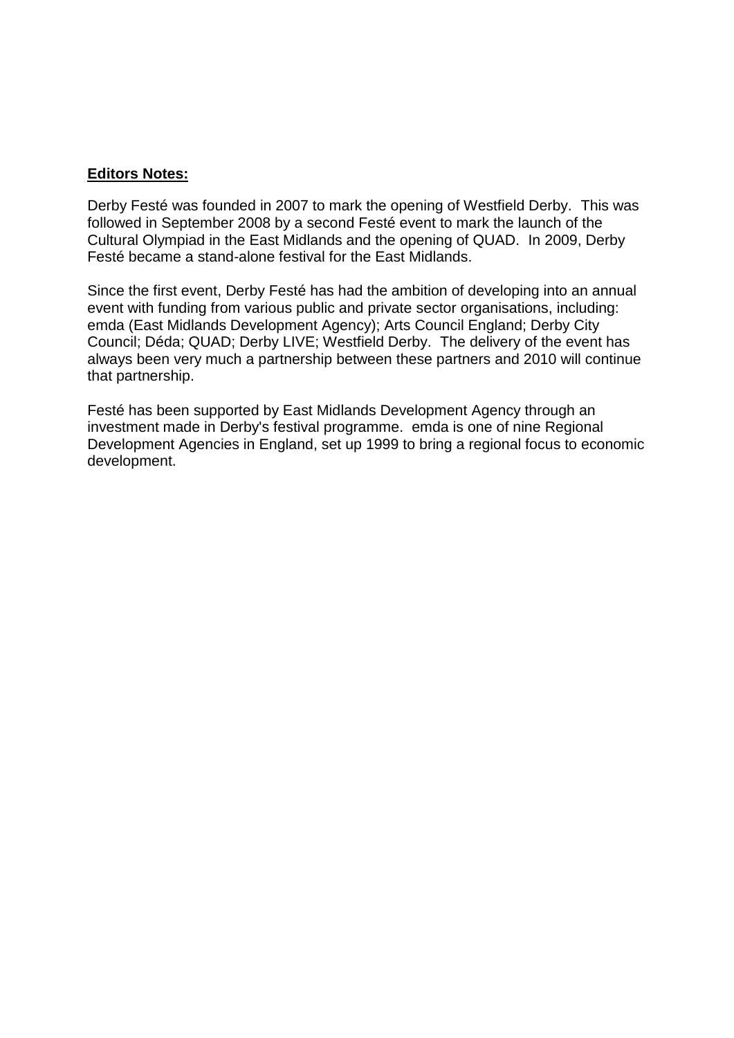**Editors Notes:**

Derby Festé was founded in 2007 to mark the opening of Westfield Derby. This was followed in September 2008 by a second Festé event to mark the launch of the Cultural Olympiad in the East Midlands and the opening of QUAD. In 2009, Derby Festé became a stand-alone festival for the East Midlands.

Since the first event, Derby Festé has had the ambition of developing into an annual event with funding from various public and private sector organisations, including: emda (East Midlands Development Agency); Arts Council England; Derby City Council; Déda; QUAD; Derby LIVE; Westfield Derby. The delivery of the event has always been very much a partnership between these partners and 2010 will continue that partnership.

Festé has been supported by East Midlands Development Agency through an investment made in Derby's festival programme. emda is one of nine Regional Development Agencies in England, set up 1999 to bring a regional focus to economic development.